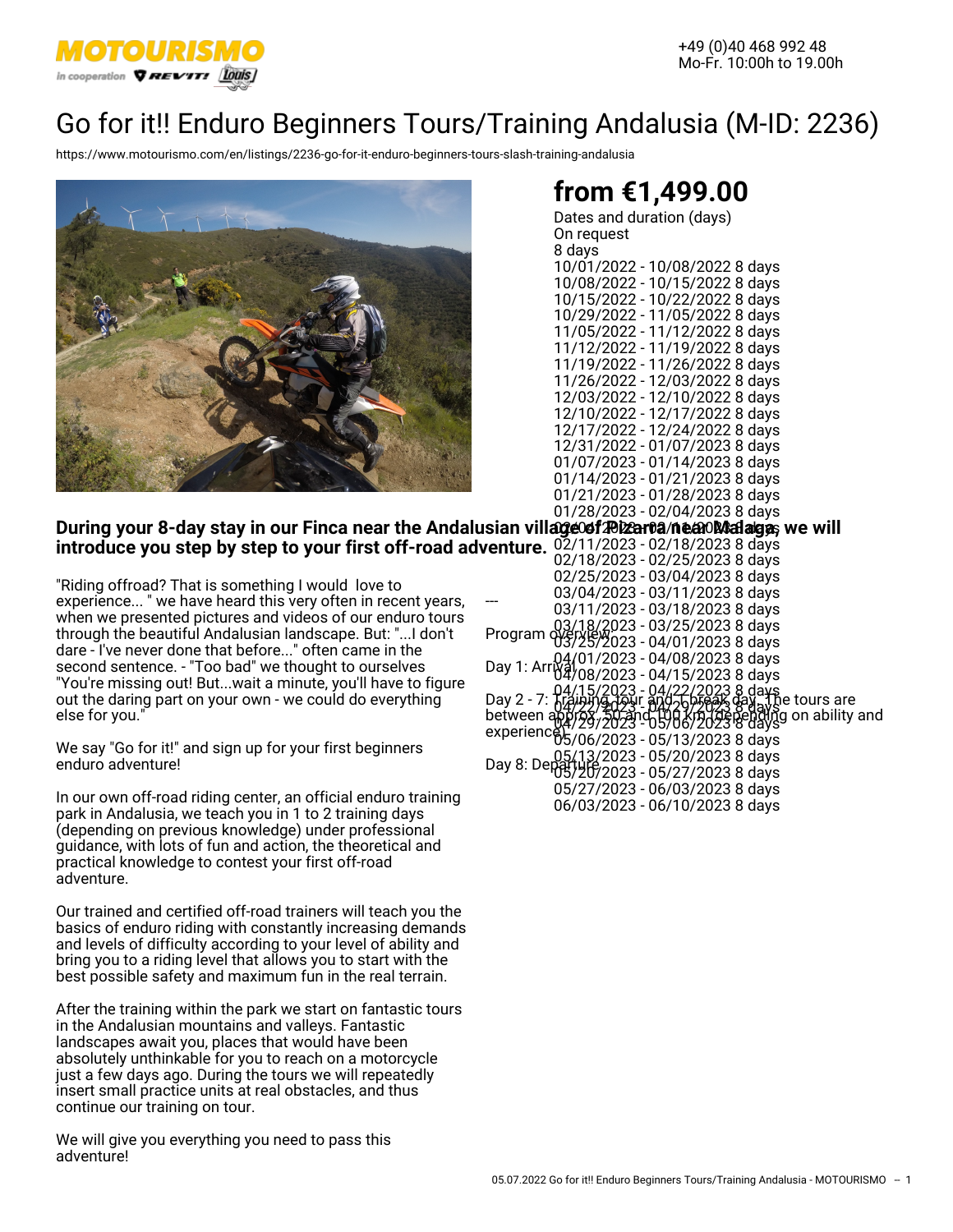# Go for it!! Enduro Beginners Tours/Training Andalusia (M-ID: 2236)

https://www.motourismo.com/en/listings/2236-go-for-it-enduro-beginners-tours-slash-training-andalusia

## from €1,499.00

Dates and duration (days)

On request

8 days

10/01/2022 - 10/08/2022 8 days
10/08/2022 - 10/15/2022 8 days
10/15/2022 - 10/22/2022 8 days
10/29/2022 - 11/05/2022 8 days
11/05/2022 - 11/12/2022 8 days
11/12/2022 - 11/19/2022 8 days
11/19/2022 - 11/26/2022 8 days
11/26/2022 - 12/03/2022 8 days
12/03/2022 - 12/10/2022 8 days
12/10/2022 - 12/17/2022 8 days
12/17/2022 - 12/24/2022 8 days
12/31/2022 - 01/07/2023 8 days
01/07/2023 - 01/14/2023 8 days
01/14/2023 - 01/21/2023 8 days
01/21/2023 - 01/28/2023 8 days
01/28/2023 - 02/04/2023 8 days
02/04/2023 - 02/11/2023 8 days
02/11/2023 - 02/18/2023 8 days
02/18/2023 - 02/25/2023 8 days
02/25/2023 - 03/04/2023 8 days
03/04/2023 - 03/11/2023 8 days
03/11/2023 - 03/18/2023 8 days
03/18/2023 - 03/25/2023 8 days
03/25/2023 - 04/01/2023 8 days
04/01/2023 - 04/08/2023 8 days
04/08/2023 - 04/15/2023 8 days
04/15/2023 - 04/22/2023 8 days
04/22/2023 - 04/29/2023 8 days
04/29/2023 - 05/06/2023 8 days
05/06/2023 - 05/13/2023 8 days
05/13/2023 - 05/20/2023 8 days
05/20/2023 - 05/27/2023 8 days
05/27/2023 - 06/03/2023 8 days
06/03/2023 - 06/10/2023 8 days

**During your 8-day stay in our Finca near the Andalusian village of Pizarra/near Malaga, we will introduce you step by step to your first off-road adventure.**

"Riding offroad? That is something I would love to experience... " we have heard this very often in recent years, when we presented pictures and videos of our enduro tours through the beautiful Andalusian landscape. But: "...I don't dare - I've never done that before..." often came in the second sentence. - "Too bad" we thought to ourselves "You're missing out! But...wait a minute, you'll have to figure out the daring part on your own - we could do everything else for you."

We say "Go for it!" and sign up for your first beginners enduro adventure!

In our own off-road riding center, an official enduro training park in Andalusia, we teach you in 1 to 2 training days (depending on previous knowledge) under professional guidance, with lots of fun and action, the theoretical and practical knowledge to contest your first off-road adventure.

Our trained and certified off-road trainers will teach you the basics of enduro riding with constantly increasing demands and levels of difficulty according to your level of ability and bring you to a riding level that allows you to start with the best possible safety and maximum fun in the real terrain.

After the training within the park we start on fantastic tours in the Andalusian mountains and valleys. Fantastic landscapes await you, places that would have been absolutely unthinkable for you to reach on a motorcycle just a few days ago. During the tours we will repeatedly insert small practice units at real obstacles, and thus continue our training on tour.

We will give you everything you need to pass this adventure!

---

Program overview

Day 1: Arrival

Day 2 - 7: Training, tour and 1 break day. The tours are between approx. 50 and 100 km (depending on ability and experience)

Day 8: Departure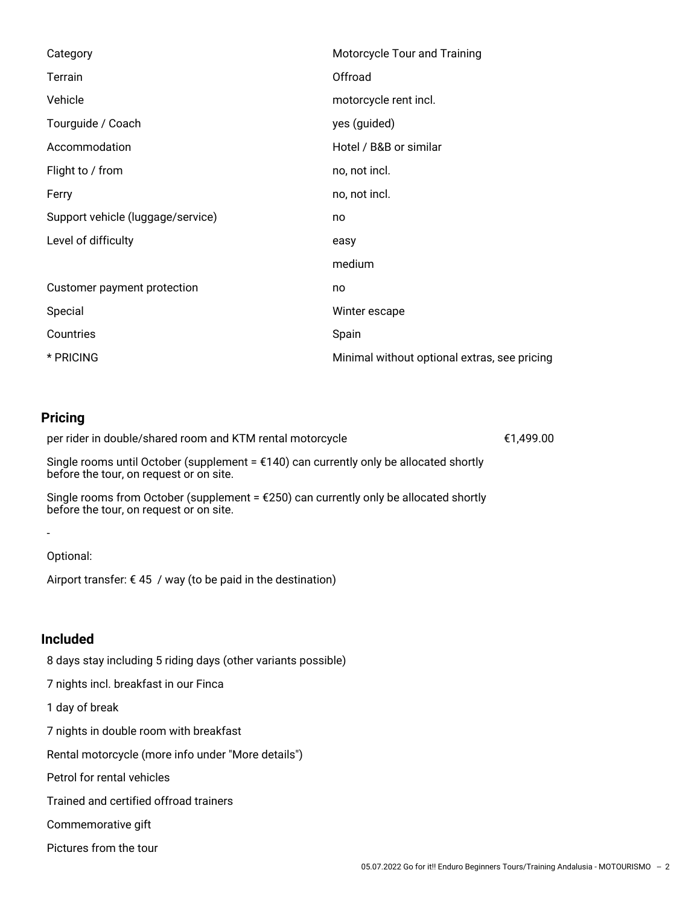| | |
|---|---|
| Category | Motorcycle Tour and Training |
| Terrain | Offroad |
| Vehicle | motorcycle rent incl. |
| Tourguide / Coach | yes (guided) |
| Accommodation | Hotel / B&B or similar |
| Flight to / from | no, not incl. |
| Ferry | no, not incl. |
| Support vehicle (luggage/service) | no |
| Level of difficulty | easy |
| | medium |
| Customer payment protection | no |
| Special | Winter escape |
| Countries | Spain |
| * PRICING | Minimal without optional extras, see pricing |

## Pricing

| | |
|---|---|
| per rider in double/shared room and KTM rental motorcycle | €1,499.00 |

Single rooms until October (supplement = €140) can currently only be allocated shortly before the tour, on request or on site.

Single rooms from October (supplement = €250) can currently only be allocated shortly before the tour, on request or on site.

-

Optional:

Airport transfer: € 45 / way (to be paid in the destination)

## Included

8 days stay including 5 riding days (other variants possible)

7 nights incl. breakfast in our Finca

1 day of break

7 nights in double room with breakfast

Rental motorcycle (more info under "More details")

Petrol for rental vehicles

Trained and certified offroad trainers

Commemorative gift

Pictures from the tour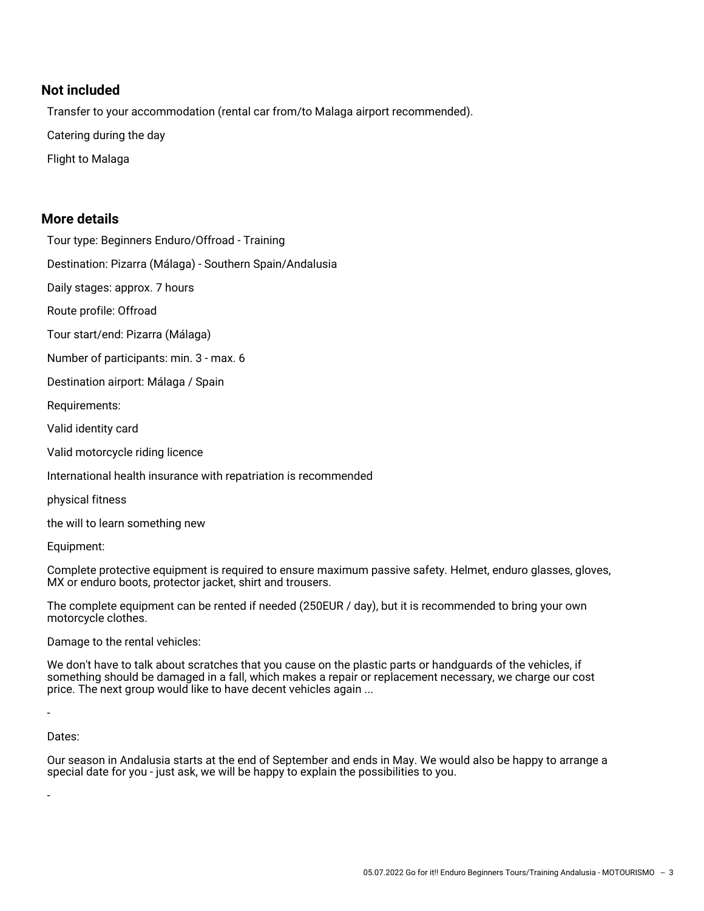## Not included

Transfer to your accommodation (rental car from/to Malaga airport recommended).

Catering during the day

Flight to Malaga

## More details

Tour type: Beginners Enduro/Offroad - Training

Destination: Pizarra (Málaga) - Southern Spain/Andalusia

Daily stages: approx. 7 hours

Route profile: Offroad

Tour start/end: Pizarra (Málaga)

Number of participants: min. 3 - max. 6

Destination airport: Málaga / Spain

Requirements:

Valid identity card

Valid motorcycle riding licence

International health insurance with repatriation is recommended

physical fitness

the will to learn something new

Equipment:

Complete protective equipment is required to ensure maximum passive safety. Helmet, enduro glasses, gloves, MX or enduro boots, protector jacket, shirt and trousers.

The complete equipment can be rented if needed (250EUR / day), but it is recommended to bring your own motorcycle clothes.

Damage to the rental vehicles:

We don't have to talk about scratches that you cause on the plastic parts or handguards of the vehicles, if something should be damaged in a fall, which makes a repair or replacement necessary, we charge our cost price. The next group would like to have decent vehicles again ...

-

Dates:

Our season in Andalusia starts at the end of September and ends in May. We would also be happy to arrange a special date for you - just ask, we will be happy to explain the possibilities to you.

-